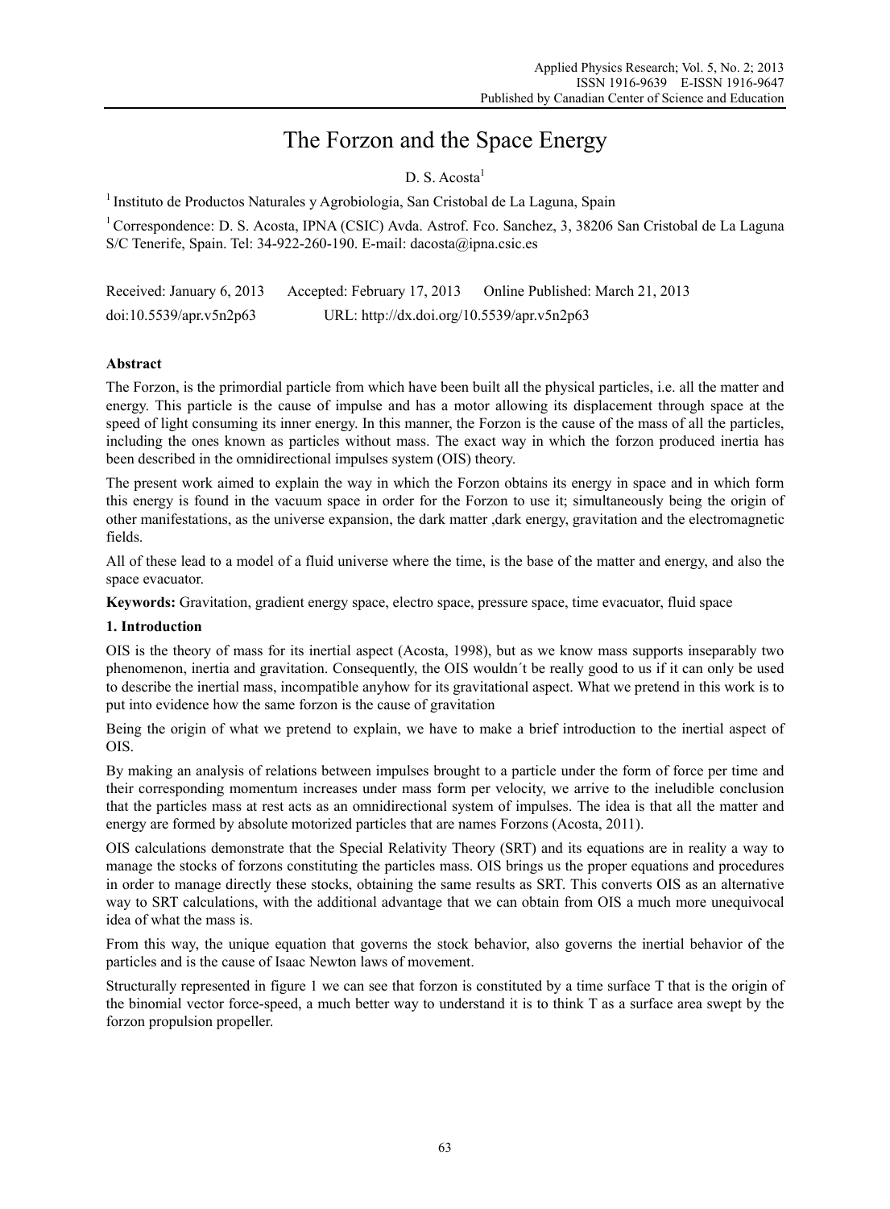# The Forzon and the Space Energy

D. S. Acosta[1]

[1] Instituto de Productos Naturales y Agrobiologia, San Cristobal de La Laguna, Spain

[1] Correspondence: D. S. Acosta, IPNA (CSIC) Avda. Astrof. Fco. Sanchez, 3, 38206 San Cristobal de La Laguna S/C Tenerife, Spain. Tel: 34-922-260-190. E-mail: dacosta@ipna.csic.es

Received: January 6, 2013    Accepted: February 17, 2013    Online Published: March 21, 2013

doi:10.5539/apr.v5n2p63    URL: http://dx.doi.org/10.5539/apr.v5n2p63

## Abstract

The Forzon, is the primordial particle from which have been built all the physical particles, i.e. all the matter and energy. This particle is the cause of impulse and has a motor allowing its displacement through space at the speed of light consuming its inner energy. In this manner, the Forzon is the cause of the mass of all the particles, including the ones known as particles without mass. The exact way in which the forzon produced inertia has been described in the omnidirectional impulses system (OIS) theory.

The present work aimed to explain the way in which the Forzon obtains its energy in space and in which form this energy is found in the vacuum space in order for the Forzon to use it; simultaneously being the origin of other manifestations, as the universe expansion, the dark matter ,dark energy, gravitation and the electromagnetic fields.

All of these lead to a model of a fluid universe where the time, is the base of the matter and energy, and also the space evacuator.

**Keywords:** Gravitation, gradient energy space, electro space, pressure space, time evacuator, fluid space

## 1. Introduction

OIS is the theory of mass for its inertial aspect (Acosta, 1998), but as we know mass supports inseparably two phenomenon, inertia and gravitation. Consequently, the OIS wouldn´t be really good to us if it can only be used to describe the inertial mass, incompatible anyhow for its gravitational aspect. What we pretend in this work is to put into evidence how the same forzon is the cause of gravitation

Being the origin of what we pretend to explain, we have to make a brief introduction to the inertial aspect of OIS.

By making an analysis of relations between impulses brought to a particle under the form of force per time and their corresponding momentum increases under mass form per velocity, we arrive to the ineludible conclusion that the particles mass at rest acts as an omnidirectional system of impulses. The idea is that all the matter and energy are formed by absolute motorized particles that are names Forzons (Acosta, 2011).

OIS calculations demonstrate that the Special Relativity Theory (SRT) and its equations are in reality a way to manage the stocks of forzons constituting the particles mass. OIS brings us the proper equations and procedures in order to manage directly these stocks, obtaining the same results as SRT. This converts OIS as an alternative way to SRT calculations, with the additional advantage that we can obtain from OIS a much more unequivocal idea of what the mass is.

From this way, the unique equation that governs the stock behavior, also governs the inertial behavior of the particles and is the cause of Isaac Newton laws of movement.

Structurally represented in figure 1 we can see that forzon is constituted by a time surface T that is the origin of the binomial vector force-speed, a much better way to understand it is to think T as a surface area swept by the forzon propulsion propeller.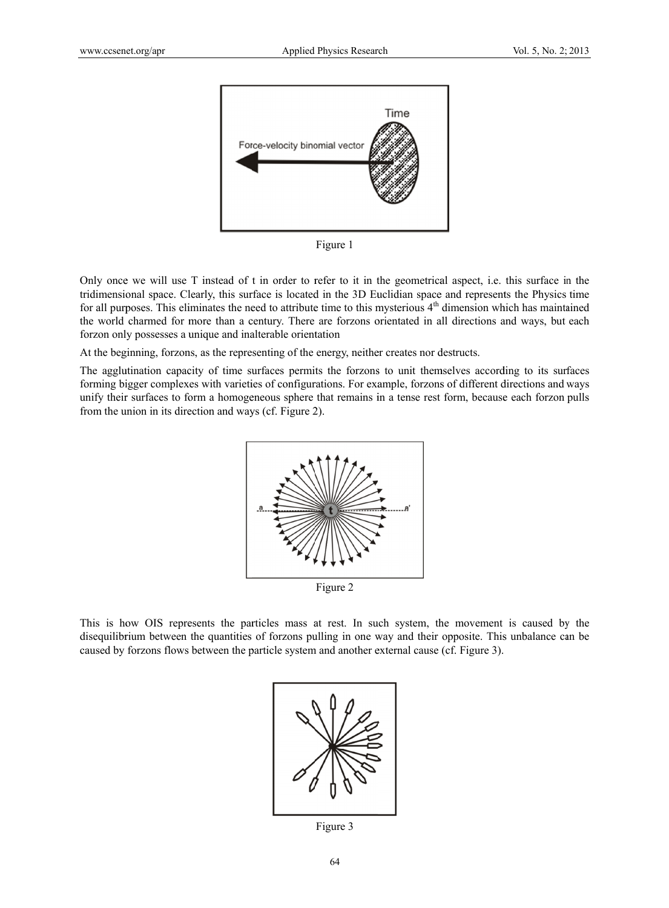Figure 1

Only once we will use T instead of t in order to refer to it in the geometrical aspect, i.e. this surface in the tridimensional space. Clearly, this surface is located in the 3D Euclidian space and represents the Physics time for all purposes. This eliminates the need to attribute time to this mysterious 4th dimension which has maintained the world charmed for more than a century. There are forzons orientated in all directions and ways, but each forzon only possesses a unique and inalterable orientation

At the beginning, forzons, as the representing of the energy, neither creates nor destructs.

The agglutination capacity of time surfaces permits the forzons to unit themselves according to its surfaces forming bigger complexes with varieties of configurations. For example, forzons of different directions and ways unify their surfaces to form a homogeneous sphere that remains in a tense rest form, because each forzon pulls from the union in its direction and ways (cf. Figure 2).

Figure 2

This is how OIS represents the particles mass at rest. In such system, the movement is caused by the disequilibrium between the quantities of forzons pulling in one way and their opposite. This unbalance can be caused by forzons flows between the particle system and another external cause (cf. Figure 3).

Figure 3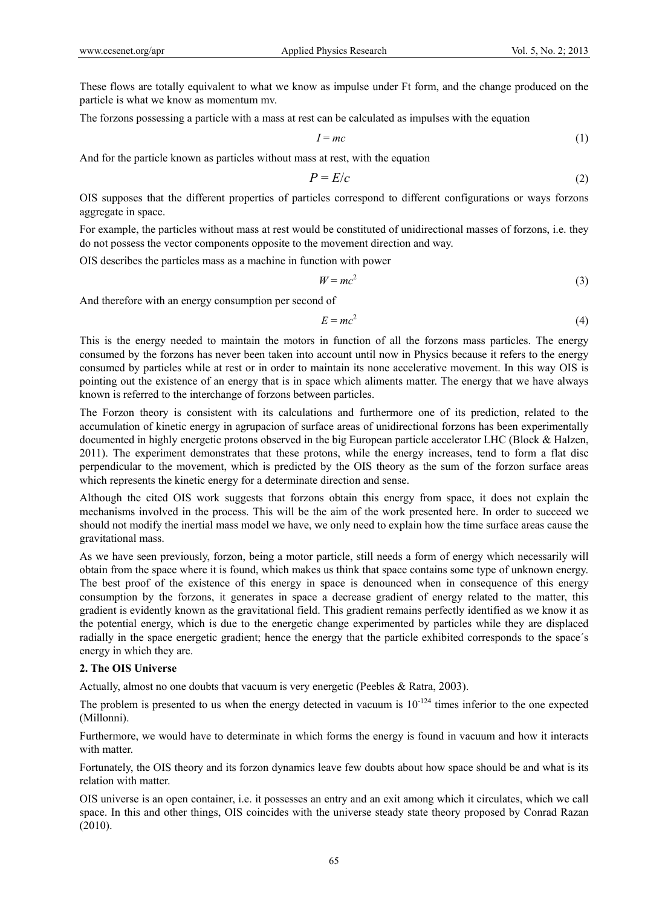These flows are totally equivalent to what we know as impulse under Ft form, and the change produced on the particle is what we know as momentum mv.

The forzons possessing a particle with a mass at rest can be calculated as impulses with the equation

$$I = mc \tag{1}$$

And for the particle known as particles without mass at rest, with the equation

$$P = E/c \tag{2}$$

OIS supposes that the different properties of particles correspond to different configurations or ways forzons aggregate in space.

For example, the particles without mass at rest would be constituted of unidirectional masses of forzons, i.e. they do not possess the vector components opposite to the movement direction and way.

OIS describes the particles mass as a machine in function with power

$$W = mc^2 \tag{3}$$

And therefore with an energy consumption per second of

$$E = mc^2 \tag{4}$$

This is the energy needed to maintain the motors in function of all the forzons mass particles. The energy consumed by the forzons has never been taken into account until now in Physics because it refers to the energy consumed by particles while at rest or in order to maintain its none accelerative movement. In this way OIS is pointing out the existence of an energy that is in space which aliments matter. The energy that we have always known is referred to the interchange of forzons between particles.

The Forzon theory is consistent with its calculations and furthermore one of its prediction, related to the accumulation of kinetic energy in agrupacion of surface areas of unidirectional forzons has been experimentally documented in highly energetic protons observed in the big European particle accelerator LHC (Block & Halzen, 2011). The experiment demonstrates that these protons, while the energy increases, tend to form a flat disc perpendicular to the movement, which is predicted by the OIS theory as the sum of the forzon surface areas which represents the kinetic energy for a determinate direction and sense.

Although the cited OIS work suggests that forzons obtain this energy from space, it does not explain the mechanisms involved in the process. This will be the aim of the work presented here. In order to succeed we should not modify the inertial mass model we have, we only need to explain how the time surface areas cause the gravitational mass.

As we have seen previously, forzon, being a motor particle, still needs a form of energy which necessarily will obtain from the space where it is found, which makes us think that space contains some type of unknown energy. The best proof of the existence of this energy in space is denounced when in consequence of this energy consumption by the forzons, it generates in space a decrease gradient of energy related to the matter, this gradient is evidently known as the gravitational field. This gradient remains perfectly identified as we know it as the potential energy, which is due to the energetic change experimented by particles while they are displaced radially in the space energetic gradient; hence the energy that the particle exhibited corresponds to the space´s energy in which they are.

## 2. The OIS Universe

Actually, almost no one doubts that vacuum is very energetic (Peebles & Ratra, 2003).

The problem is presented to us when the energy detected in vacuum is $10^{-124}$ times inferior to the one expected (Millonni).

Furthermore, we would have to determinate in which forms the energy is found in vacuum and how it interacts with matter.

Fortunately, the OIS theory and its forzon dynamics leave few doubts about how space should be and what is its relation with matter.

OIS universe is an open container, i.e. it possesses an entry and an exit among which it circulates, which we call space. In this and other things, OIS coincides with the universe steady state theory proposed by Conrad Razan (2010).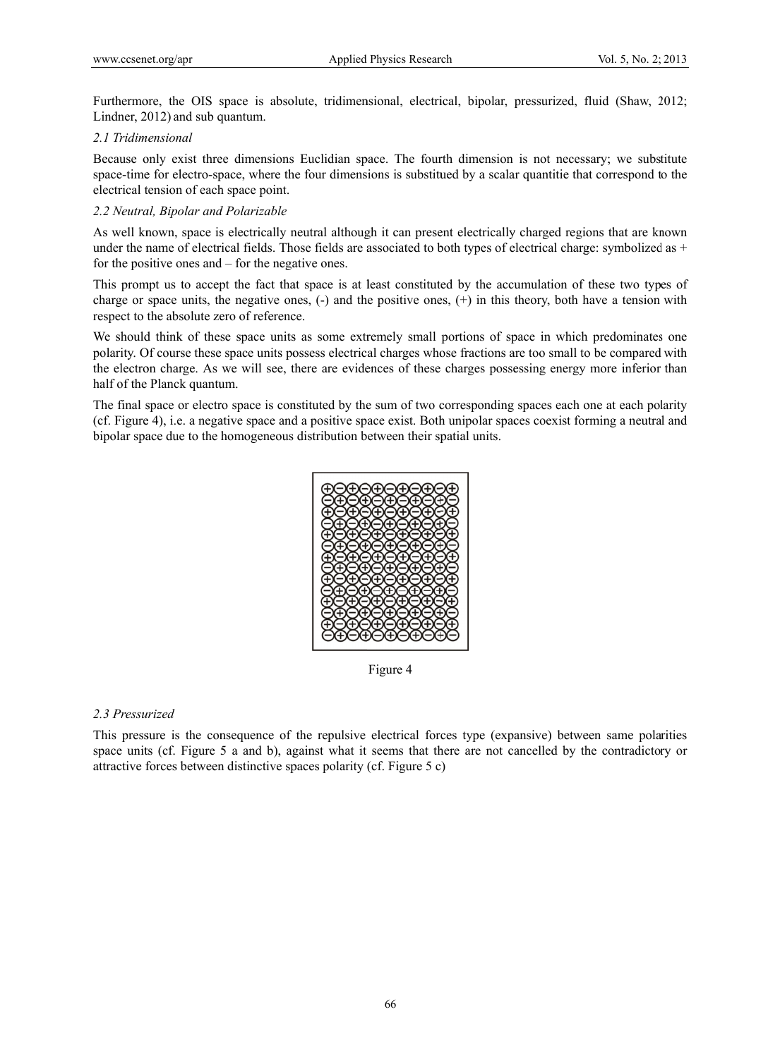Furthermore, the OIS space is absolute, tridimensional, electrical, bipolar, pressurized, fluid (Shaw, 2012; Lindner, 2012) and sub quantum.

### 2.1 Tridimensional

Because only exist three dimensions Euclidian space. The fourth dimension is not necessary; we substitute space-time for electro-space, where the four dimensions is substitued by a scalar quantitie that correspond to the electrical tension of each space point.

### 2.2 Neutral, Bipolar and Polarizable

As well known, space is electrically neutral although it can present electrically charged regions that are known under the name of electrical fields. Those fields are associated to both types of electrical charge: symbolized as + for the positive ones and – for the negative ones.

This prompt us to accept the fact that space is at least constituted by the accumulation of these two types of charge or space units, the negative ones, (-) and the positive ones, (+) in this theory, both have a tension with respect to the absolute zero of reference.

We should think of these space units as some extremely small portions of space in which predominates one polarity. Of course these space units possess electrical charges whose fractions are too small to be compared with the electron charge. As we will see, there are evidences of these charges possessing energy more inferior than half of the Planck quantum.

The final space or electro space is constituted by the sum of two corresponding spaces each one at each polarity (cf. Figure 4), i.e. a negative space and a positive space exist. Both unipolar spaces coexist forming a neutral and bipolar space due to the homogeneous distribution between their spatial units.

Figure 4

### 2.3 Pressurized

This pressure is the consequence of the repulsive electrical forces type (expansive) between same polarities space units (cf. Figure 5 a and b), against what it seems that there are not cancelled by the contradictory or attractive forces between distinctive spaces polarity (cf. Figure 5 c)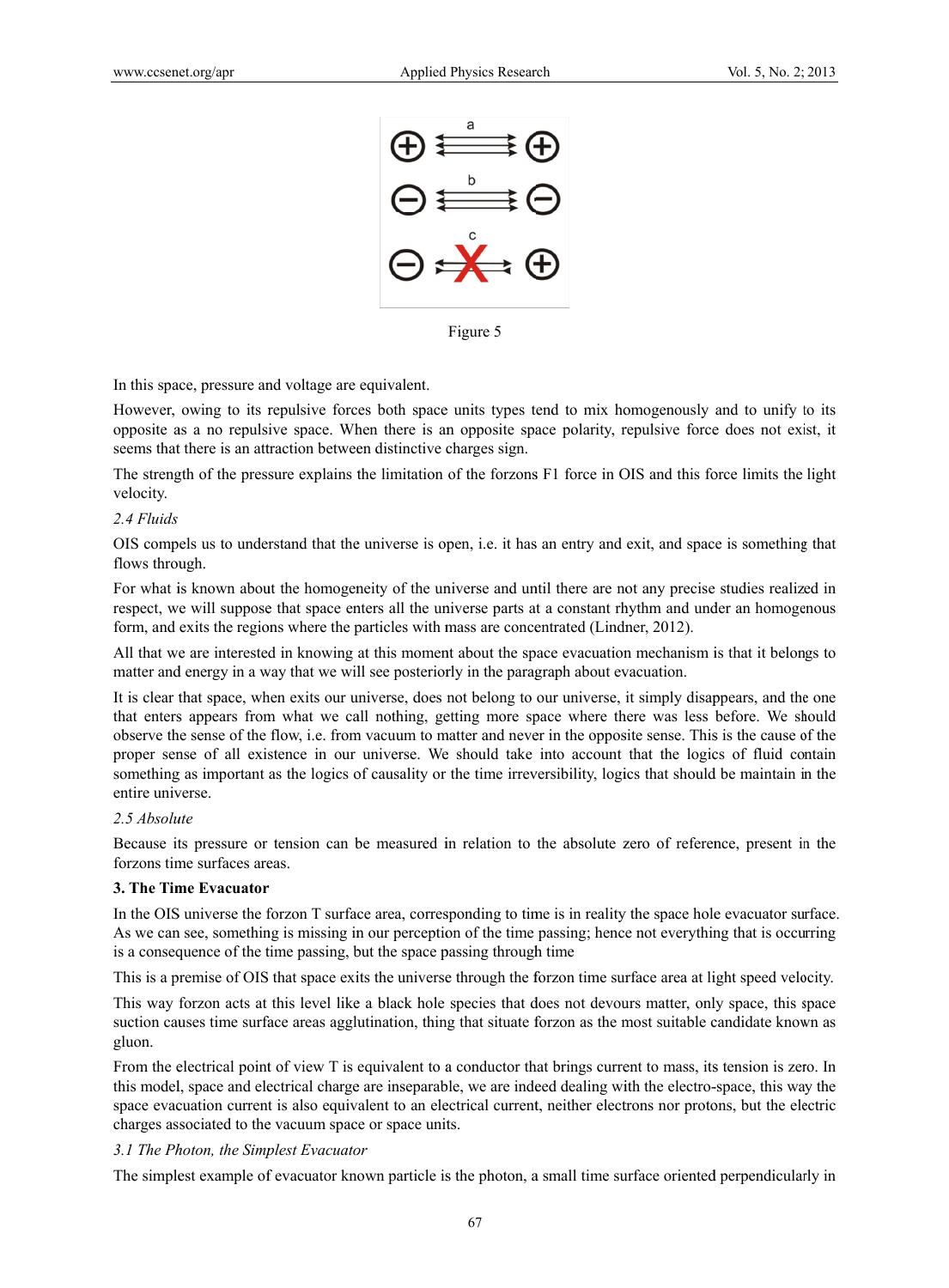Figure 5

In this space, pressure and voltage are equivalent.

However, owing to its repulsive forces both space units types tend to mix homogenously and to unify to its opposite as a no repulsive space. When there is an opposite space polarity, repulsive force does not exist, it seems that there is an attraction between distinctive charges sign.

The strength of the pressure explains the limitation of the forzons F1 force in OIS and this force limits the light velocity.

*2.4 Fluids*

OIS compels us to understand that the universe is open, i.e. it has an entry and exit, and space is something that flows through.

For what is known about the homogeneity of the universe and until there are not any precise studies realized in respect, we will suppose that space enters all the universe parts at a constant rhythm and under an homogenous form, and exits the regions where the particles with mass are concentrated (Lindner, 2012).

All that we are interested in knowing at this moment about the space evacuation mechanism is that it belongs to matter and energy in a way that we will see posteriorly in the paragraph about evacuation.

It is clear that space, when exits our universe, does not belong to our universe, it simply disappears, and the one that enters appears from what we call nothing, getting more space where there was less before. We should observe the sense of the flow, i.e. from vacuum to matter and never in the opposite sense. This is the cause of the proper sense of all existence in our universe. We should take into account that the logics of fluid contain something as important as the logics of causality or the time irreversibility, logics that should be maintain in the entire universe.

*2.5 Absolute*

Because its pressure or tension can be measured in relation to the absolute zero of reference, present in the forzons time surfaces areas.

## 3. The Time Evacuator

In the OIS universe the forzon T surface area, corresponding to time is in reality the space hole evacuator surface. As we can see, something is missing in our perception of the time passing; hence not everything that is occurring is a consequence of the time passing, but the space passing through time

This is a premise of OIS that space exits the universe through the forzon time surface area at light speed velocity.

This way forzon acts at this level like a black hole species that does not devours matter, only space, this space suction causes time surface areas agglutination, thing that situate forzon as the most suitable candidate known as gluon.

From the electrical point of view T is equivalent to a conductor that brings current to mass, its tension is zero. In this model, space and electrical charge are inseparable, we are indeed dealing with the electro-space, this way the space evacuation current is also equivalent to an electrical current, neither electrons nor protons, but the electric charges associated to the vacuum space or space units.

*3.1 The Photon, the Simplest Evacuator*

The simplest example of evacuator known particle is the photon, a small time surface oriented perpendicularly in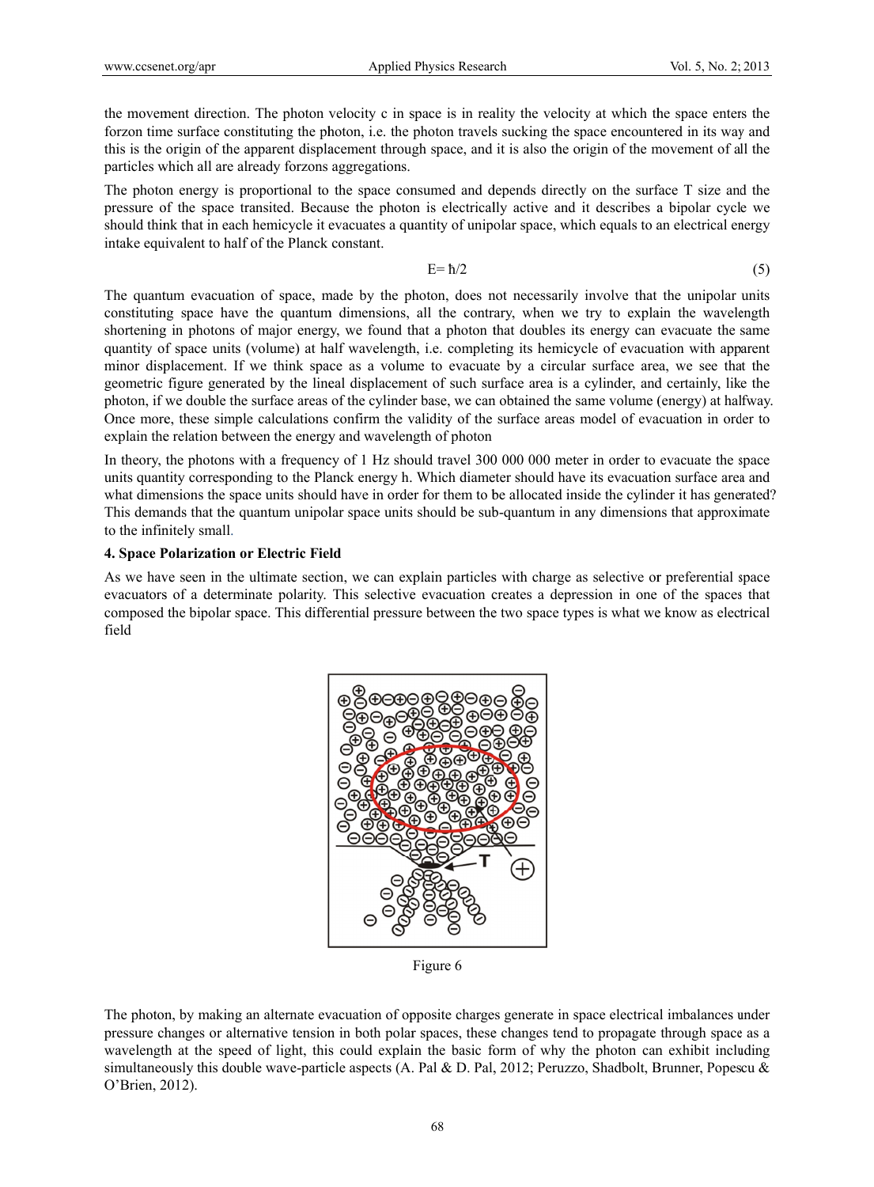the movement direction. The photon velocity c in space is in reality the velocity at which the space enters the forzon time surface constituting the photon, i.e. the photon travels sucking the space encountered in its way and this is the origin of the apparent displacement through space, and it is also the origin of the movement of all the particles which all are already forzons aggregations.

The photon energy is proportional to the space consumed and depends directly on the surface T size and the pressure of the space transited. Because the photon is electrically active and it describes a bipolar cycle we should think that in each hemicycle it evacuates a quantity of unipolar space, which equals to an electrical energy intake equivalent to half of the Planck constant.

$$E = \hbar/2 \tag{5}$$

The quantum evacuation of space, made by the photon, does not necessarily involve that the unipolar units constituting space have the quantum dimensions, all the contrary, when we try to explain the wavelength shortening in photons of major energy, we found that a photon that doubles its energy can evacuate the same quantity of space units (volume) at half wavelength, i.e. completing its hemicycle of evacuation with apparent minor displacement. If we think space as a volume to evacuate by a circular surface area, we see that the geometric figure generated by the lineal displacement of such surface area is a cylinder, and certainly, like the photon, if we double the surface areas of the cylinder base, we can obtained the same volume (energy) at halfway. Once more, these simple calculations confirm the validity of the surface areas model of evacuation in order to explain the relation between the energy and wavelength of photon

In theory, the photons with a frequency of 1 Hz should travel 300 000 000 meter in order to evacuate the space units quantity corresponding to the Planck energy h. Which diameter should have its evacuation surface area and what dimensions the space units should have in order for them to be allocated inside the cylinder it has generated? This demands that the quantum unipolar space units should be sub-quantum in any dimensions that approximate to the infinitely small.

## 4. Space Polarization or Electric Field

As we have seen in the ultimate section, we can explain particles with charge as selective or preferential space evacuators of a determinate polarity. This selective evacuation creates a depression in one of the spaces that composed the bipolar space. This differential pressure between the two space types is what we know as electrical field

Figure 6

The photon, by making an alternate evacuation of opposite charges generate in space electrical imbalances under pressure changes or alternative tension in both polar spaces, these changes tend to propagate through space as a wavelength at the speed of light, this could explain the basic form of why the photon can exhibit including simultaneously this double wave-particle aspects (A. Pal & D. Pal, 2012; Peruzzo, Shadbolt, Brunner, Popescu & O'Brien, 2012).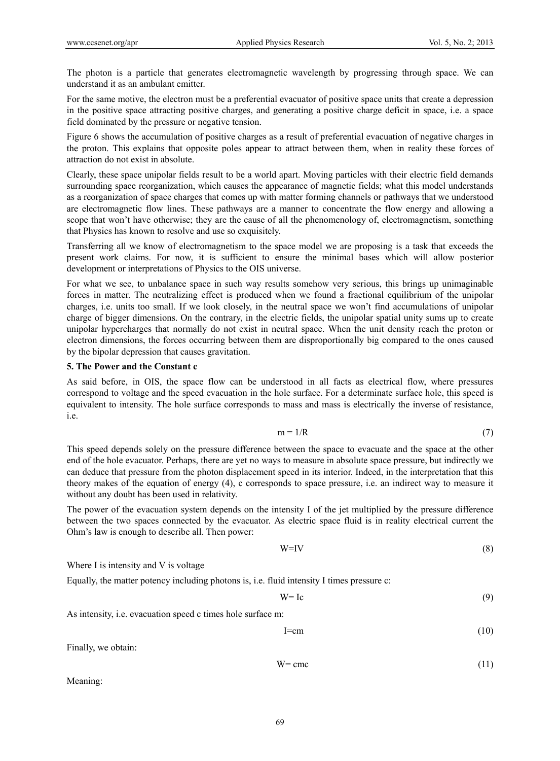The photon is a particle that generates electromagnetic wavelength by progressing through space. We can understand it as an ambulant emitter.

For the same motive, the electron must be a preferential evacuator of positive space units that create a depression in the positive space attracting positive charges, and generating a positive charge deficit in space, i.e. a space field dominated by the pressure or negative tension.

Figure 6 shows the accumulation of positive charges as a result of preferential evacuation of negative charges in the proton. This explains that opposite poles appear to attract between them, when in reality these forces of attraction do not exist in absolute.

Clearly, these space unipolar fields result to be a world apart. Moving particles with their electric field demands surrounding space reorganization, which causes the appearance of magnetic fields; what this model understands as a reorganization of space charges that comes up with matter forming channels or pathways that we understood are electromagnetic flow lines. These pathways are a manner to concentrate the flow energy and allowing a scope that won't have otherwise; they are the cause of all the phenomenology of, electromagnetism, something that Physics has known to resolve and use so exquisitely.

Transferring all we know of electromagnetism to the space model we are proposing is a task that exceeds the present work claims. For now, it is sufficient to ensure the minimal bases which will allow posterior development or interpretations of Physics to the OIS universe.

For what we see, to unbalance space in such way results somehow very serious, this brings up unimaginable forces in matter. The neutralizing effect is produced when we found a fractional equilibrium of the unipolar charges, i.e. units too small. If we look closely, in the neutral space we won't find accumulations of unipolar charge of bigger dimensions. On the contrary, in the electric fields, the unipolar spatial unity sums up to create unipolar hypercharges that normally do not exist in neutral space. When the unit density reach the proton or electron dimensions, the forces occurring between them are disproportionally big compared to the ones caused by the bipolar depression that causes gravitation.

## 5. The Power and the Constant c

As said before, in OIS, the space flow can be understood in all facts as electrical flow, where pressures correspond to voltage and the speed evacuation in the hole surface. For a determinate surface hole, this speed is equivalent to intensity. The hole surface corresponds to mass and mass is electrically the inverse of resistance, i.e.

$$m = 1/R \tag{7}$$

This speed depends solely on the pressure difference between the space to evacuate and the space at the other end of the hole evacuator. Perhaps, there are yet no ways to measure in absolute space pressure, but indirectly we can deduce that pressure from the photon displacement speed in its interior. Indeed, in the interpretation that this theory makes of the equation of energy (4), c corresponds to space pressure, i.e. an indirect way to measure it without any doubt has been used in relativity.

The power of the evacuation system depends on the intensity I of the jet multiplied by the pressure difference between the two spaces connected by the evacuator. As electric space fluid is in reality electrical current the Ohm's law is enough to describe all. Then power:

$$W=IV \tag{8}$$

Where I is intensity and V is voltage

Equally, the matter potency including photons is, i.e. fluid intensity I times pressure c:

$$W= Ic \tag{9}$$

As intensity, i.e. evacuation speed c times hole surface m:

$$I=cm \tag{10}$$

Finally, we obtain:

$$W= cmc \tag{11}$$

Meaning: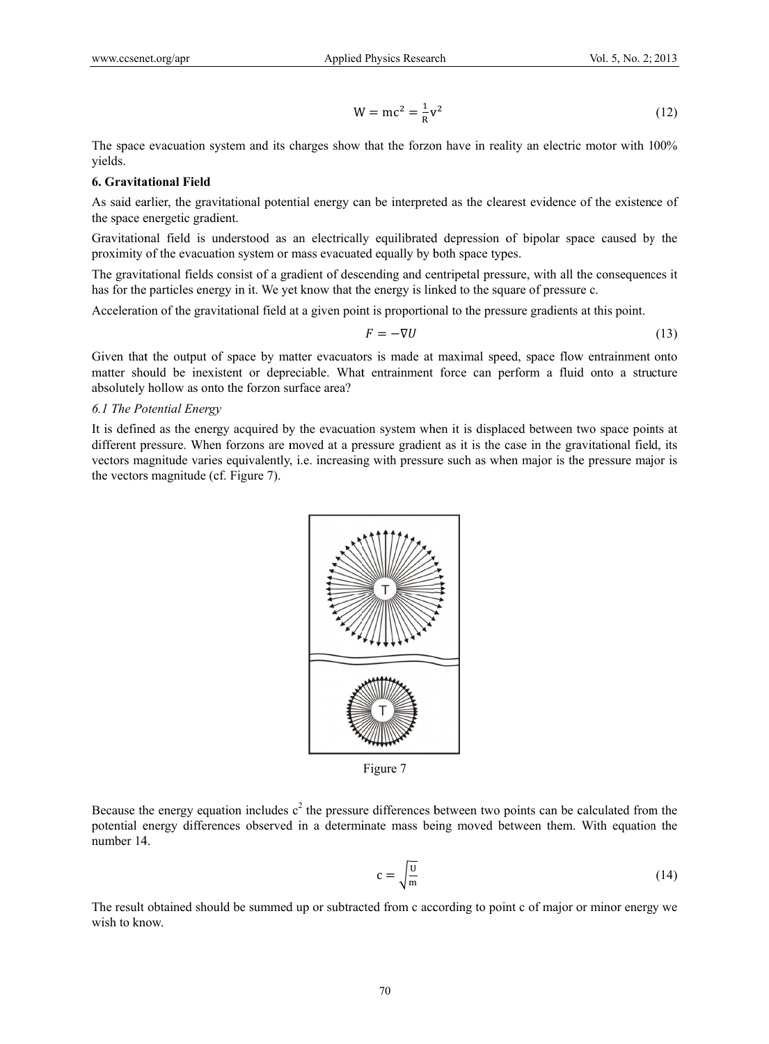$$W = mc^2 = \frac{1}{R}v^2 \quad (12)$$

The space evacuation system and its charges show that the forzon have in reality an electric motor with 100% yields.

## 6. Gravitational Field

As said earlier, the gravitational potential energy can be interpreted as the clearest evidence of the existence of the space energetic gradient.

Gravitational field is understood as an electrically equilibrated depression of bipolar space caused by the proximity of the evacuation system or mass evacuated equally by both space types.

The gravitational fields consist of a gradient of descending and centripetal pressure, with all the consequences it has for the particles energy in it. We yet know that the energy is linked to the square of pressure c.

Acceleration of the gravitational field at a given point is proportional to the pressure gradients at this point.

$$F = -\nabla U \quad (13)$$

Given that the output of space by matter evacuators is made at maximal speed, space flow entrainment onto matter should be inexistent or depreciable. What entrainment force can perform a fluid onto a structure absolutely hollow as onto the forzon surface area?

### *6.1 The Potential Energy*

It is defined as the energy acquired by the evacuation system when it is displaced between two space points at different pressure. When forzons are moved at a pressure gradient as it is the case in the gravitational field, its vectors magnitude varies equivalently, i.e. increasing with pressure such as when major is the pressure major is the vectors magnitude (cf. Figure 7).

Figure 7

Because the energy equation includes $c^2$ the pressure differences between two points can be calculated from the potential energy differences observed in a determinate mass being moved between them. With equation the number 14.

$$c = \sqrt{\frac{U}{m}} \quad (14)$$

The result obtained should be summed up or subtracted from c according to point c of major or minor energy we wish to know.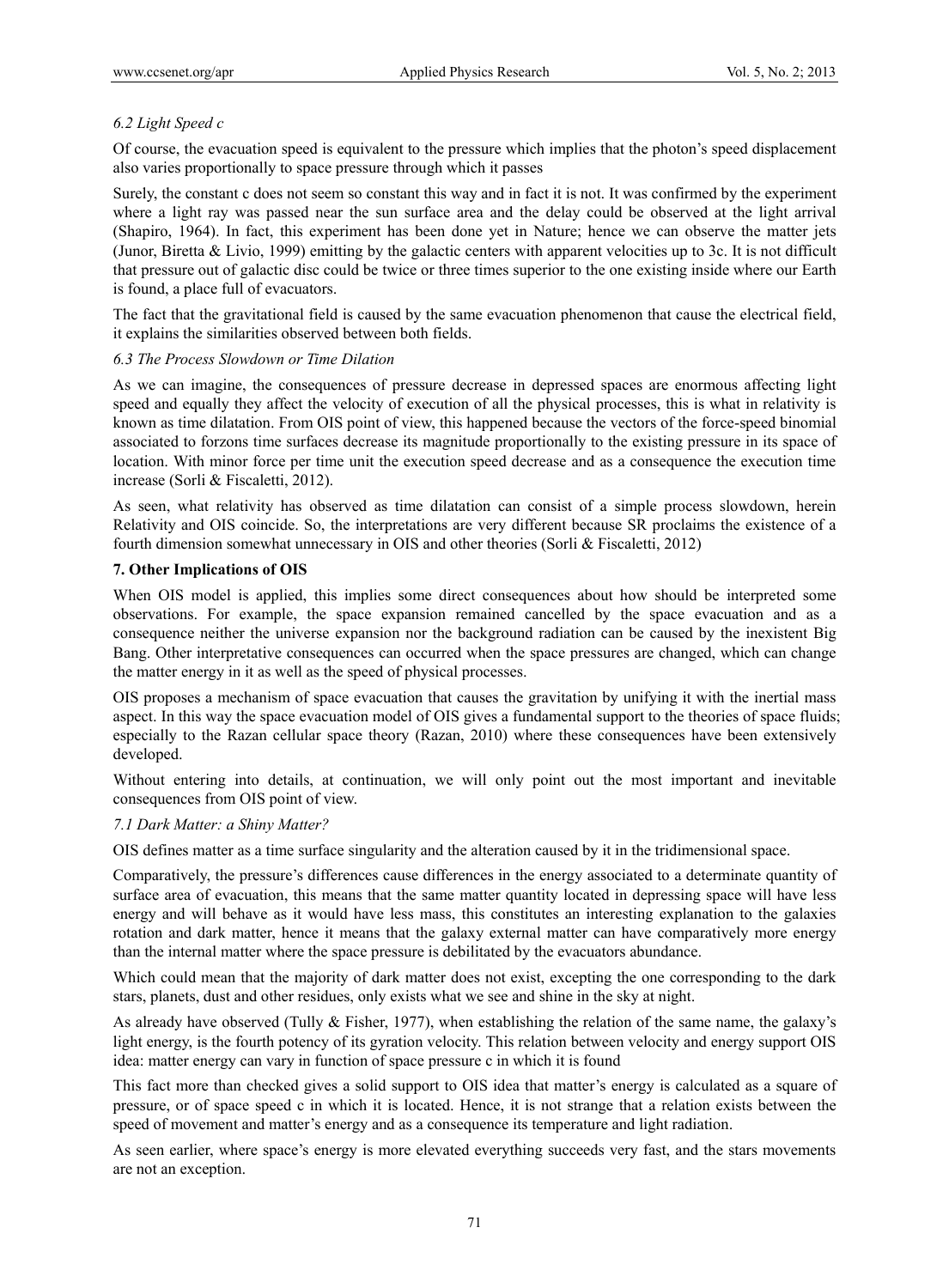### *6.2 Light Speed c*

Of course, the evacuation speed is equivalent to the pressure which implies that the photon's speed displacement also varies proportionally to space pressure through which it passes

Surely, the constant c does not seem so constant this way and in fact it is not. It was confirmed by the experiment where a light ray was passed near the sun surface area and the delay could be observed at the light arrival (Shapiro, 1964). In fact, this experiment has been done yet in Nature; hence we can observe the matter jets (Junor, Biretta & Livio, 1999) emitting by the galactic centers with apparent velocities up to 3c. It is not difficult that pressure out of galactic disc could be twice or three times superior to the one existing inside where our Earth is found, a place full of evacuators.

The fact that the gravitational field is caused by the same evacuation phenomenon that cause the electrical field, it explains the similarities observed between both fields.

### *6.3 The Process Slowdown or Time Dilation*

As we can imagine, the consequences of pressure decrease in depressed spaces are enormous affecting light speed and equally they affect the velocity of execution of all the physical processes, this is what in relativity is known as time dilatation. From OIS point of view, this happened because the vectors of the force-speed binomial associated to forzons time surfaces decrease its magnitude proportionally to the existing pressure in its space of location. With minor force per time unit the execution speed decrease and as a consequence the execution time increase (Sorli & Fiscaletti, 2012).

As seen, what relativity has observed as time dilatation can consist of a simple process slowdown, herein Relativity and OIS coincide. So, the interpretations are very different because SR proclaims the existence of a fourth dimension somewhat unnecessary in OIS and other theories (Sorli & Fiscaletti, 2012)

## **7. Other Implications of OIS**

When OIS model is applied, this implies some direct consequences about how should be interpreted some observations. For example, the space expansion remained cancelled by the space evacuation and as a consequence neither the universe expansion nor the background radiation can be caused by the inexistent Big Bang. Other interpretative consequences can occurred when the space pressures are changed, which can change the matter energy in it as well as the speed of physical processes.

OIS proposes a mechanism of space evacuation that causes the gravitation by unifying it with the inertial mass aspect. In this way the space evacuation model of OIS gives a fundamental support to the theories of space fluids; especially to the Razan cellular space theory (Razan, 2010) where these consequences have been extensively developed.

Without entering into details, at continuation, we will only point out the most important and inevitable consequences from OIS point of view.

### *7.1 Dark Matter: a Shiny Matter?*

OIS defines matter as a time surface singularity and the alteration caused by it in the tridimensional space.

Comparatively, the pressure's differences cause differences in the energy associated to a determinate quantity of surface area of evacuation, this means that the same matter quantity located in depressing space will have less energy and will behave as it would have less mass, this constitutes an interesting explanation to the galaxies rotation and dark matter, hence it means that the galaxy external matter can have comparatively more energy than the internal matter where the space pressure is debilitated by the evacuators abundance.

Which could mean that the majority of dark matter does not exist, excepting the one corresponding to the dark stars, planets, dust and other residues, only exists what we see and shine in the sky at night.

As already have observed (Tully & Fisher, 1977), when establishing the relation of the same name, the galaxy's light energy, is the fourth potency of its gyration velocity. This relation between velocity and energy support OIS idea: matter energy can vary in function of space pressure c in which it is found

This fact more than checked gives a solid support to OIS idea that matter's energy is calculated as a square of pressure, or of space speed c in which it is located. Hence, it is not strange that a relation exists between the speed of movement and matter's energy and as a consequence its temperature and light radiation.

As seen earlier, where space's energy is more elevated everything succeeds very fast, and the stars movements are not an exception.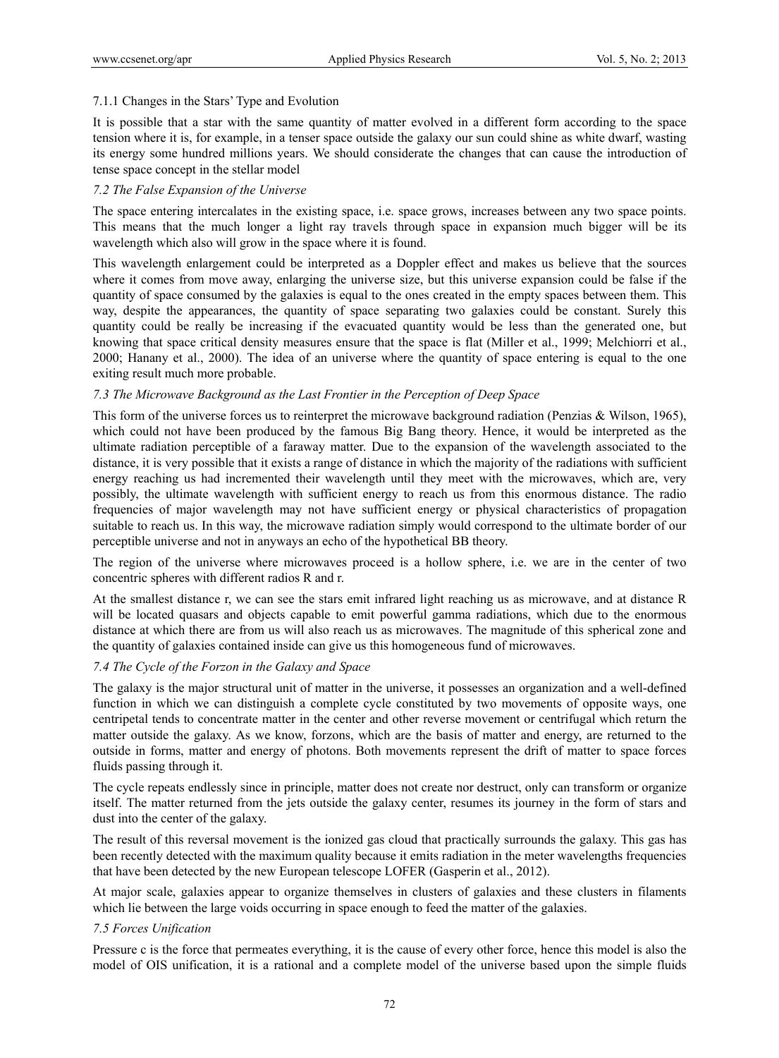#### 7.1.1 Changes in the Stars' Type and Evolution

It is possible that a star with the same quantity of matter evolved in a different form according to the space tension where it is, for example, in a tenser space outside the galaxy our sun could shine as white dwarf, wasting its energy some hundred millions years. We should considerate the changes that can cause the introduction of tense space concept in the stellar model

### *7.2 The False Expansion of the Universe*

The space entering intercalates in the existing space, i.e. space grows, increases between any two space points. This means that the much longer a light ray travels through space in expansion much bigger will be its wavelength which also will grow in the space where it is found.

This wavelength enlargement could be interpreted as a Doppler effect and makes us believe that the sources where it comes from move away, enlarging the universe size, but this universe expansion could be false if the quantity of space consumed by the galaxies is equal to the ones created in the empty spaces between them. This way, despite the appearances, the quantity of space separating two galaxies could be constant. Surely this quantity could be really be increasing if the evacuated quantity would be less than the generated one, but knowing that space critical density measures ensure that the space is flat (Miller et al., 1999; Melchiorri et al., 2000; Hanany et al., 2000). The idea of an universe where the quantity of space entering is equal to the one exiting result much more probable.

### *7.3 The Microwave Background as the Last Frontier in the Perception of Deep Space*

This form of the universe forces us to reinterpret the microwave background radiation (Penzias & Wilson, 1965), which could not have been produced by the famous Big Bang theory. Hence, it would be interpreted as the ultimate radiation perceptible of a faraway matter. Due to the expansion of the wavelength associated to the distance, it is very possible that it exists a range of distance in which the majority of the radiations with sufficient energy reaching us had incremented their wavelength until they meet with the microwaves, which are, very possibly, the ultimate wavelength with sufficient energy to reach us from this enormous distance. The radio frequencies of major wavelength may not have sufficient energy or physical characteristics of propagation suitable to reach us. In this way, the microwave radiation simply would correspond to the ultimate border of our perceptible universe and not in anyways an echo of the hypothetical BB theory.

The region of the universe where microwaves proceed is a hollow sphere, i.e. we are in the center of two concentric spheres with different radios R and r.

At the smallest distance r, we can see the stars emit infrared light reaching us as microwave, and at distance R will be located quasars and objects capable to emit powerful gamma radiations, which due to the enormous distance at which there are from us will also reach us as microwaves. The magnitude of this spherical zone and the quantity of galaxies contained inside can give us this homogeneous fund of microwaves.

### *7.4 The Cycle of the Forzon in the Galaxy and Space*

The galaxy is the major structural unit of matter in the universe, it possesses an organization and a well-defined function in which we can distinguish a complete cycle constituted by two movements of opposite ways, one centripetal tends to concentrate matter in the center and other reverse movement or centrifugal which return the matter outside the galaxy. As we know, forzons, which are the basis of matter and energy, are returned to the outside in forms, matter and energy of photons. Both movements represent the drift of matter to space forces fluids passing through it.

The cycle repeats endlessly since in principle, matter does not create nor destruct, only can transform or organize itself. The matter returned from the jets outside the galaxy center, resumes its journey in the form of stars and dust into the center of the galaxy.

The result of this reversal movement is the ionized gas cloud that practically surrounds the galaxy. This gas has been recently detected with the maximum quality because it emits radiation in the meter wavelengths frequencies that have been detected by the new European telescope LOFER (Gasperin et al., 2012).

At major scale, galaxies appear to organize themselves in clusters of galaxies and these clusters in filaments which lie between the large voids occurring in space enough to feed the matter of the galaxies.

### *7.5 Forces Unification*

Pressure c is the force that permeates everything, it is the cause of every other force, hence this model is also the model of OIS unification, it is a rational and a complete model of the universe based upon the simple fluids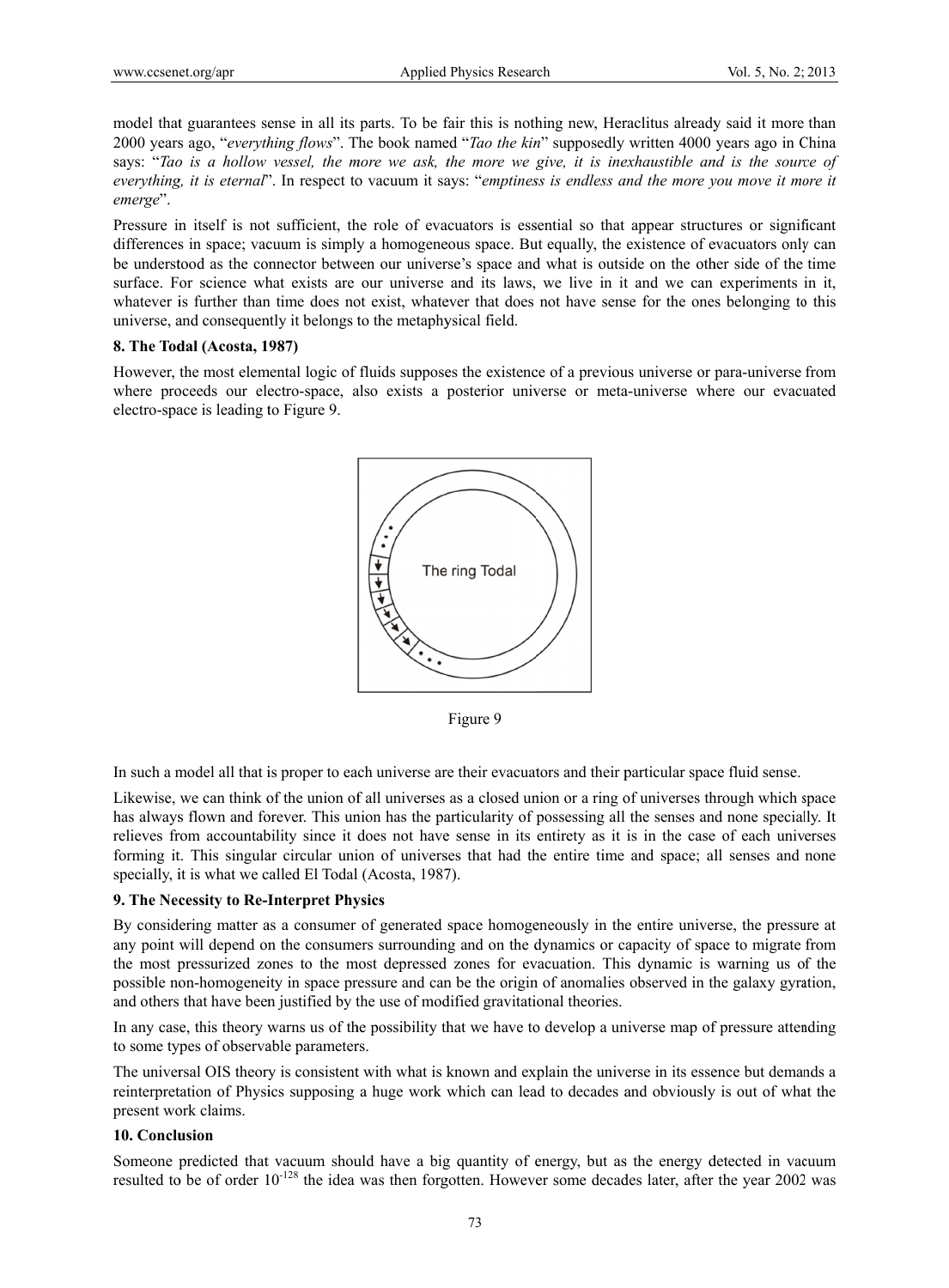model that guarantees sense in all its parts. To be fair this is nothing new, Heraclitus already said it more than 2000 years ago, "*everything flows*". The book named "*Tao the kin*" supposedly written 4000 years ago in China says: "*Tao is a hollow vessel, the more we ask, the more we give, it is inexhaustible and is the source of everything, it is eternal*". In respect to vacuum it says: "*emptiness is endless and the more you move it more it emerge*".

Pressure in itself is not sufficient, the role of evacuators is essential so that appear structures or significant differences in space; vacuum is simply a homogeneous space. But equally, the existence of evacuators only can be understood as the connector between our universe's space and what is outside on the other side of the time surface. For science what exists are our universe and its laws, we live in it and we can experiments in it, whatever is further than time does not exist, whatever that does not have sense for the ones belonging to this universe, and consequently it belongs to the metaphysical field.

### 8. The Todal (Acosta, 1987)

However, the most elemental logic of fluids supposes the existence of a previous universe or para-universe from where proceeds our electro-space, also exists a posterior universe or meta-universe where our evacuated electro-space is leading to Figure 9.

The ring Todal

Figure 9

In such a model all that is proper to each universe are their evacuators and their particular space fluid sense.

Likewise, we can think of the union of all universes as a closed union or a ring of universes through which space has always flown and forever. This union has the particularity of possessing all the senses and none specially. It relieves from accountability since it does not have sense in its entirety as it is in the case of each universes forming it. This singular circular union of universes that had the entire time and space; all senses and none specially, it is what we called El Todal (Acosta, 1987).

### 9. The Necessity to Re-Interpret Physics

By considering matter as a consumer of generated space homogeneously in the entire universe, the pressure at any point will depend on the consumers surrounding and on the dynamics or capacity of space to migrate from the most pressurized zones to the most depressed zones for evacuation. This dynamic is warning us of the possible non-homogeneity in space pressure and can be the origin of anomalies observed in the galaxy gyration, and others that have been justified by the use of modified gravitational theories.

In any case, this theory warns us of the possibility that we have to develop a universe map of pressure attending to some types of observable parameters.

The universal OIS theory is consistent with what is known and explain the universe in its essence but demands a reinterpretation of Physics supposing a huge work which can lead to decades and obviously is out of what the present work claims.

### 10. Conclusion

Someone predicted that vacuum should have a big quantity of energy, but as the energy detected in vacuum resulted to be of order $10^{-128}$ the idea was then forgotten. However some decades later, after the year 2002 was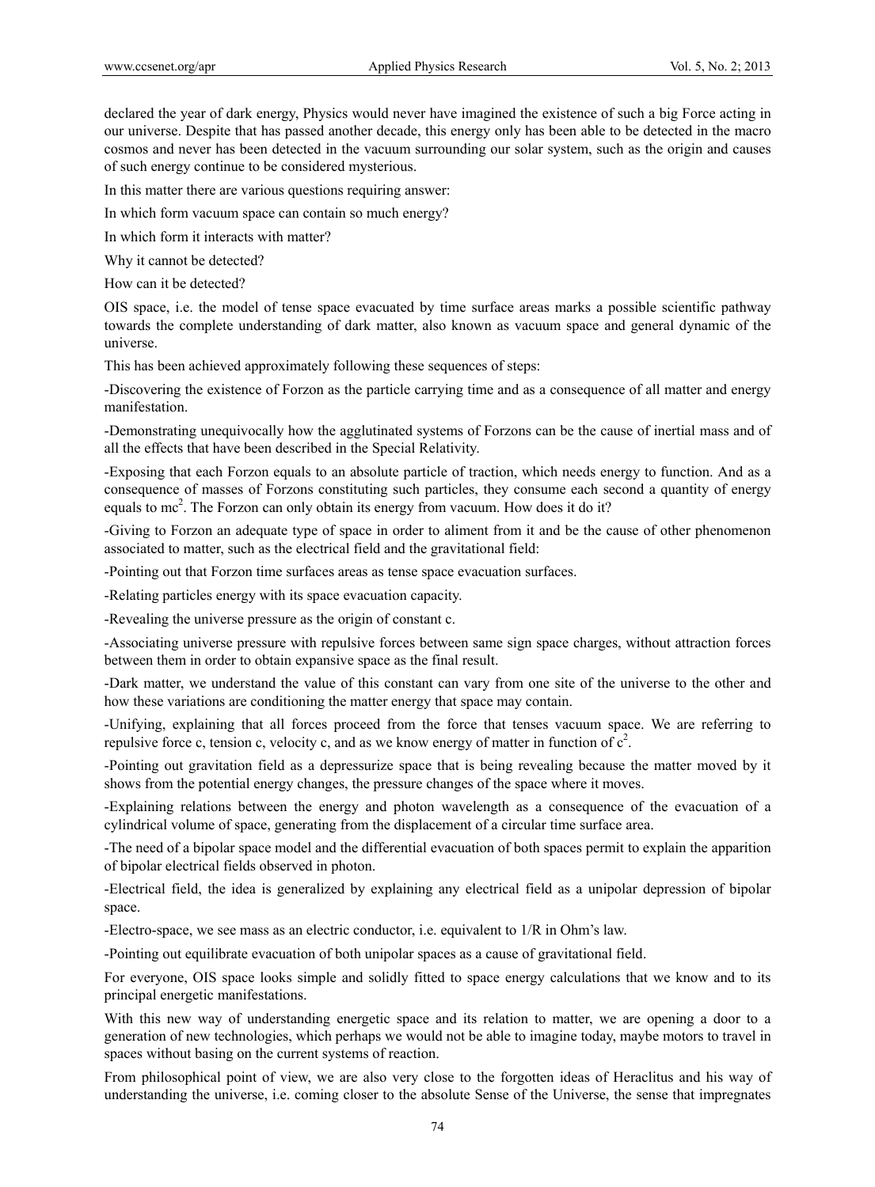declared the year of dark energy, Physics would never have imagined the existence of such a big Force acting in our universe. Despite that has passed another decade, this energy only has been able to be detected in the macro cosmos and never has been detected in the vacuum surrounding our solar system, such as the origin and causes of such energy continue to be considered mysterious.

In this matter there are various questions requiring answer:

In which form vacuum space can contain so much energy?

In which form it interacts with matter?

Why it cannot be detected?

How can it be detected?

OIS space, i.e. the model of tense space evacuated by time surface areas marks a possible scientific pathway towards the complete understanding of dark matter, also known as vacuum space and general dynamic of the universe.

This has been achieved approximately following these sequences of steps:

-Discovering the existence of Forzon as the particle carrying time and as a consequence of all matter and energy manifestation.

-Demonstrating unequivocally how the agglutinated systems of Forzons can be the cause of inertial mass and of all the effects that have been described in the Special Relativity.

-Exposing that each Forzon equals to an absolute particle of traction, which needs energy to function. And as a consequence of masses of Forzons constituting such particles, they consume each second a quantity of energy equals to $mc^2$. The Forzon can only obtain its energy from vacuum. How does it do it?

-Giving to Forzon an adequate type of space in order to aliment from it and be the cause of other phenomenon associated to matter, such as the electrical field and the gravitational field:

-Pointing out that Forzon time surfaces areas as tense space evacuation surfaces.

-Relating particles energy with its space evacuation capacity.

-Revealing the universe pressure as the origin of constant c.

-Associating universe pressure with repulsive forces between same sign space charges, without attraction forces between them in order to obtain expansive space as the final result.

-Dark matter, we understand the value of this constant can vary from one site of the universe to the other and how these variations are conditioning the matter energy that space may contain.

-Unifying, explaining that all forces proceed from the force that tenses vacuum space. We are referring to repulsive force c, tension c, velocity c, and as we know energy of matter in function of $c^2$.

-Pointing out gravitation field as a depressurize space that is being revealing because the matter moved by it shows from the potential energy changes, the pressure changes of the space where it moves.

-Explaining relations between the energy and photon wavelength as a consequence of the evacuation of a cylindrical volume of space, generating from the displacement of a circular time surface area.

-The need of a bipolar space model and the differential evacuation of both spaces permit to explain the apparition of bipolar electrical fields observed in photon.

-Electrical field, the idea is generalized by explaining any electrical field as a unipolar depression of bipolar space.

-Electro-space, we see mass as an electric conductor, i.e. equivalent to 1/R in Ohm's law.

-Pointing out equilibrate evacuation of both unipolar spaces as a cause of gravitational field.

For everyone, OIS space looks simple and solidly fitted to space energy calculations that we know and to its principal energetic manifestations.

With this new way of understanding energetic space and its relation to matter, we are opening a door to a generation of new technologies, which perhaps we would not be able to imagine today, maybe motors to travel in spaces without basing on the current systems of reaction.

From philosophical point of view, we are also very close to the forgotten ideas of Heraclitus and his way of understanding the universe, i.e. coming closer to the absolute Sense of the Universe, the sense that impregnates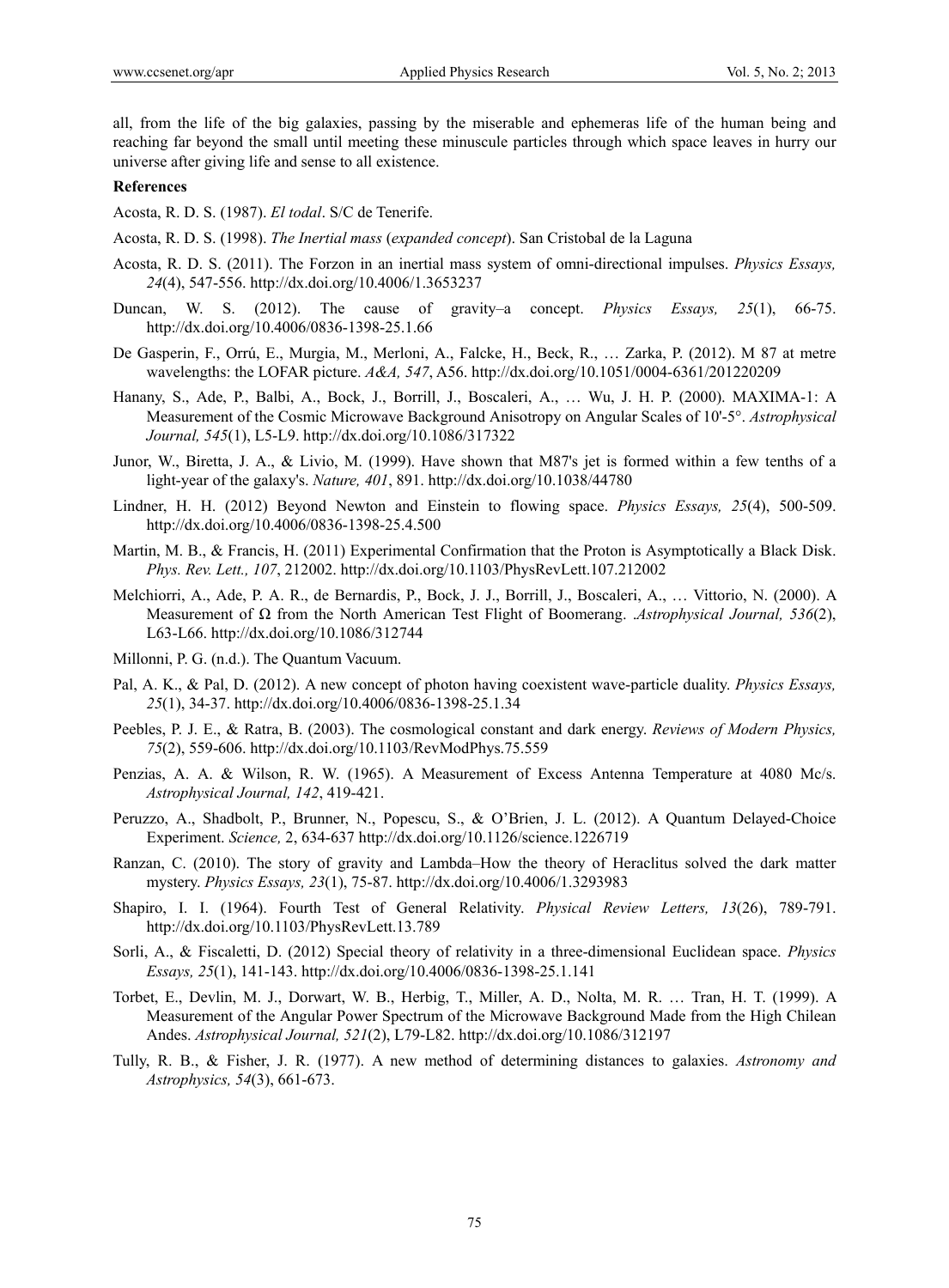all, from the life of the big galaxies, passing by the miserable and ephemeras life of the human being and reaching far beyond the small until meeting these minuscule particles through which space leaves in hurry our universe after giving life and sense to all existence.

**References**

Acosta, R. D. S. (1987). *El todal*. S/C de Tenerife.

Acosta, R. D. S. (1998). *The Inertial mass* (*expanded concept*). San Cristobal de la Laguna

Acosta, R. D. S. (2011). The Forzon in an inertial mass system of omni-directional impulses. *Physics Essays, 24*(4), 547-556. http://dx.doi.org/10.4006/1.3653237

Duncan, W. S. (2012). The cause of gravity–a concept. *Physics Essays, 25*(1), 66-75. http://dx.doi.org/10.4006/0836-1398-25.1.66

De Gasperin, F., Orrú, E., Murgia, M., Merloni, A., Falcke, H., Beck, R., … Zarka, P. (2012). M 87 at metre wavelengths: the LOFAR picture. *A&A, 547*, A56. http://dx.doi.org/10.1051/0004-6361/201220209

Hanany, S., Ade, P., Balbi, A., Bock, J., Borrill, J., Boscaleri, A., … Wu, J. H. P. (2000). MAXIMA-1: A Measurement of the Cosmic Microwave Background Anisotropy on Angular Scales of 10'-5°. *Astrophysical Journal, 545*(1), L5-L9. http://dx.doi.org/10.1086/317322

Junor, W., Biretta, J. A., & Livio, M. (1999). Have shown that M87's jet is formed within a few tenths of a light-year of the galaxy's. *Nature, 401*, 891. http://dx.doi.org/10.1038/44780

Lindner, H. H. (2012) Beyond Newton and Einstein to flowing space. *Physics Essays, 25*(4), 500-509. http://dx.doi.org/10.4006/0836-1398-25.4.500

Martin, M. B., & Francis, H. (2011) Experimental Confirmation that the Proton is Asymptotically a Black Disk. *Phys. Rev. Lett., 107*, 212002. http://dx.doi.org/10.1103/PhysRevLett.107.212002

Melchiorri, A., Ade, P. A. R., de Bernardis, P., Bock, J. J., Borrill, J., Boscaleri, A., … Vittorio, N. (2000). A Measurement of Ω from the North American Test Flight of Boomerang. *.Astrophysical Journal, 536*(2), L63-L66. http://dx.doi.org/10.1086/312744

Millonni, P. G. (n.d.). The Quantum Vacuum.

Pal, A. K., & Pal, D. (2012). A new concept of photon having coexistent wave-particle duality. *Physics Essays, 25*(1), 34-37. http://dx.doi.org/10.4006/0836-1398-25.1.34

Peebles, P. J. E., & Ratra, B. (2003). The cosmological constant and dark energy. *Reviews of Modern Physics, 75*(2), 559-606. http://dx.doi.org/10.1103/RevModPhys.75.559

Penzias, A. A. & Wilson, R. W. (1965). A Measurement of Excess Antenna Temperature at 4080 Mc/s. *Astrophysical Journal, 142*, 419-421.

Peruzzo, A., Shadbolt, P., Brunner, N., Popescu, S., & O'Brien, J. L. (2012). A Quantum Delayed-Choice Experiment. *Science,* 2, 634-637 http://dx.doi.org/10.1126/science.1226719

Ranzan, C. (2010). The story of gravity and Lambda–How the theory of Heraclitus solved the dark matter mystery. *Physics Essays, 23*(1), 75-87. http://dx.doi.org/10.4006/1.3293983

Shapiro, I. I. (1964). Fourth Test of General Relativity. *Physical Review Letters, 13*(26), 789-791. http://dx.doi.org/10.1103/PhysRevLett.13.789

Sorli, A., & Fiscaletti, D. (2012) Special theory of relativity in a three-dimensional Euclidean space. *Physics Essays, 25*(1), 141-143. http://dx.doi.org/10.4006/0836-1398-25.1.141

Torbet, E., Devlin, M. J., Dorwart, W. B., Herbig, T., Miller, A. D., Nolta, M. R. … Tran, H. T. (1999). A Measurement of the Angular Power Spectrum of the Microwave Background Made from the High Chilean Andes. *Astrophysical Journal, 521*(2), L79-L82. http://dx.doi.org/10.1086/312197

Tully, R. B., & Fisher, J. R. (1977). A new method of determining distances to galaxies. *Astronomy and Astrophysics, 54*(3), 661-673.